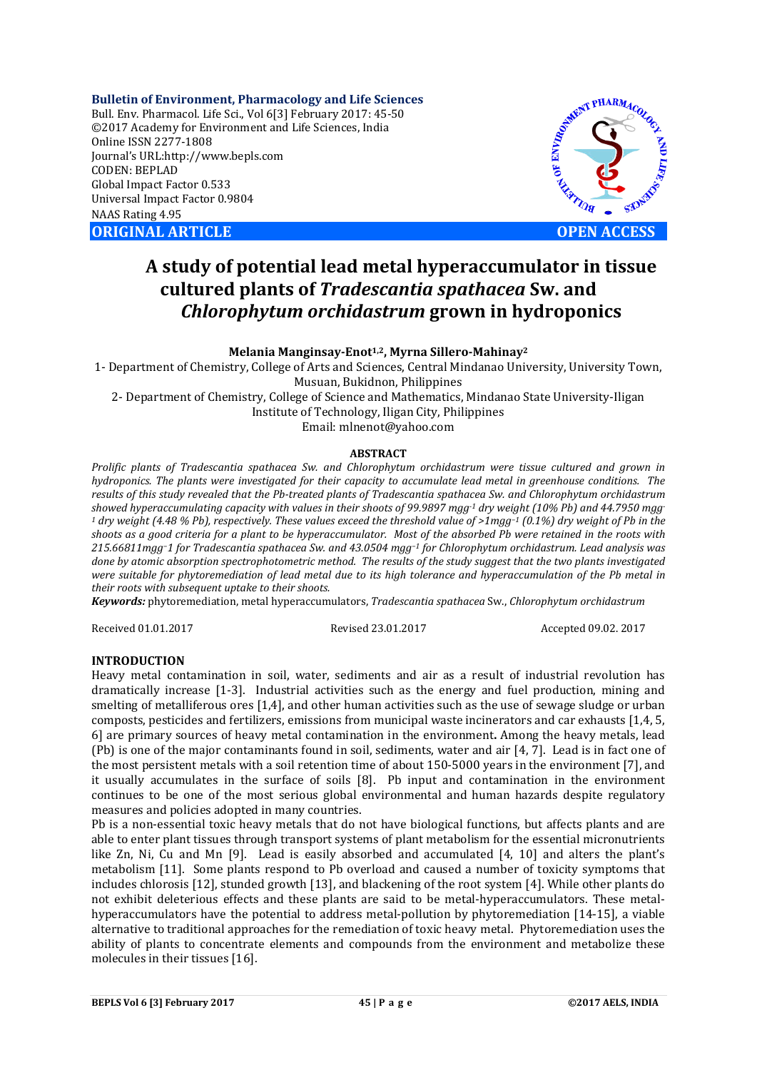**Bulletin of Environment, Pharmacology and Life Sciences**
Bull. Env. Pharmacol. Life Sci., Vol 6[3] February 2017: 45-50
©2017 Academy for Environment and Life Sciences, India
Online ISSN 2277-1808
Journal's URL:http://www.bepls.com
CODEN: BEPLAD
Global Impact Factor 0.533
Universal Impact Factor 0.9804
NAAS Rating 4.95

**ORIGINAL ARTICLE** **OPEN ACCESS**

# A study of potential lead metal hyperaccumulator in tissue cultured plants of *Tradescantia spathacea* Sw. and *Chlorophytum orchidastrum* grown in hydroponics

**Melania Manginsay-Enot[1,2], Myrna Sillero-Mahinay[2]**

1- Department of Chemistry, College of Arts and Sciences, Central Mindanao University, University Town, Musuan, Bukidnon, Philippines
2- Department of Chemistry, College of Science and Mathematics, Mindanao State University-Iligan Institute of Technology, Iligan City, Philippines
Email: mlnenot@yahoo.com

## ABSTRACT

*Prolific plants of Tradescantia spathacea Sw. and Chlorophytum orchidastrum were tissue cultured and grown in hydroponics. The plants were investigated for their capacity to accumulate lead metal in greenhouse conditions. The results of this study revealed that the Pb-treated plants of Tradescantia spathacea Sw. and Chlorophytum orchidastrum showed hyperaccumulating capacity with values in their shoots of 99.9897 mgg$^{-1}$ dry weight (10% Pb) and 44.7950 mgg$^{-1}$ dry weight (4.48 % Pb), respectively. These values exceed the threshold value of >1mgg$^{-1}$ (0.1%) dry weight of Pb in the shoots as a good criteria for a plant to be hyperaccumulator. Most of the absorbed Pb were retained in the roots with 215.66811mgg$^{-1}$ for Tradescantia spathacea Sw. and 43.0504 mgg$^{-1}$ for Chlorophytum orchidastrum. Lead analysis was done by atomic absorption spectrophotometric method. The results of the study suggest that the two plants investigated were suitable for phytoremediation of lead metal due to its high tolerance and hyperaccumulation of the Pb metal in their roots with subsequent uptake to their shoots.*

***Keywords:*** phytoremediation, metal hyperaccumulators, *Tradescantia spathacea* Sw., *Chlorophytum orchidastrum*

Received 01.01.2017 Revised 23.01.2017 Accepted 09.02. 2017

## INTRODUCTION

Heavy metal contamination in soil, water, sediments and air as a result of industrial revolution has dramatically increase [1-3]. Industrial activities such as the energy and fuel production, mining and smelting of metalliferous ores [1,4], and other human activities such as the use of sewage sludge or urban composts, pesticides and fertilizers, emissions from municipal waste incinerators and car exhausts [1,4, 5, 6] are primary sources of heavy metal contamination in the environment**.** Among the heavy metals, lead (Pb) is one of the major contaminants found in soil, sediments, water and air [4, 7]. Lead is in fact one of the most persistent metals with a soil retention time of about 150-5000 years in the environment [7], and it usually accumulates in the surface of soils [8]. Pb input and contamination in the environment continues to be one of the most serious global environmental and human hazards despite regulatory measures and policies adopted in many countries.

Pb is a non-essential toxic heavy metals that do not have biological functions, but affects plants and are able to enter plant tissues through transport systems of plant metabolism for the essential micronutrients like Zn, Ni, Cu and Mn [9]. Lead is easily absorbed and accumulated [4, 10] and alters the plant's metabolism [11]. Some plants respond to Pb overload and caused a number of toxicity symptoms that includes chlorosis [12], stunded growth [13], and blackening of the root system [4]. While other plants do not exhibit deleterious effects and these plants are said to be metal-hyperaccumulators. These metal-hyperaccumulators have the potential to address metal-pollution by phytoremediation [14-15], a viable alternative to traditional approaches for the remediation of toxic heavy metal. Phytoremediation uses the ability of plants to concentrate elements and compounds from the environment and metabolize these molecules in their tissues [16].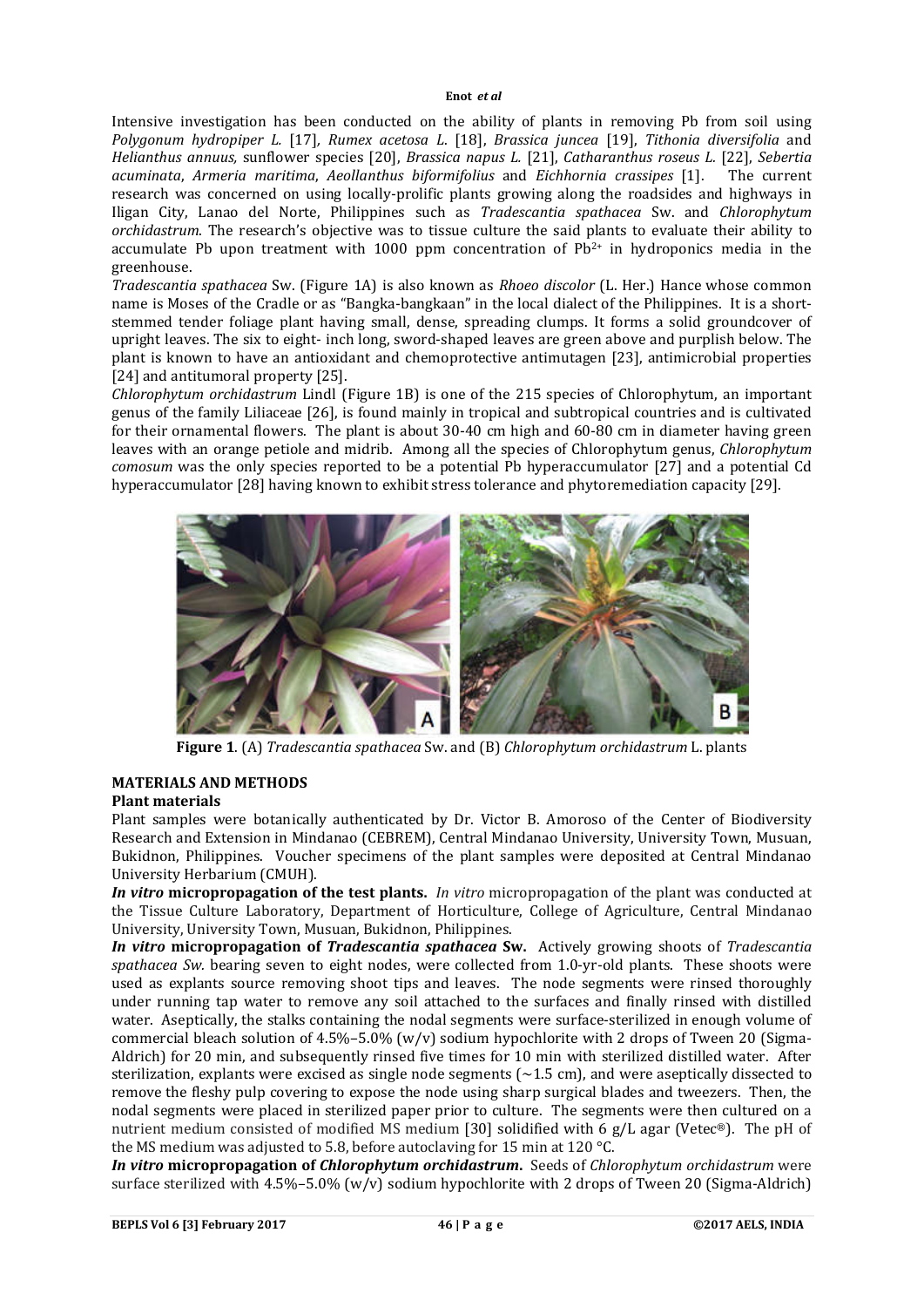Intensive investigation has been conducted on the ability of plants in removing Pb from soil using *Polygonum hydropiper L.* [17], *Rumex acetosa L.* [18], *Brassica juncea* [19], *Tithonia diversifolia* and *Helianthus annuus,* sunflower species [20], *Brassica napus L.* [21], *Catharanthus roseus L.* [22], *Sebertia acuminata*, *Armeria maritima*, *Aeollanthus biformifolius* and *Eichhornia crassipes* [1]. The current research was concerned on using locally-prolific plants growing along the roadsides and highways in Iligan City, Lanao del Norte, Philippines such as *Tradescantia spathacea* Sw. and *Chlorophytum orchidastrum*. The research's objective was to tissue culture the said plants to evaluate their ability to accumulate Pb upon treatment with 1000 ppm concentration of $Pb^{2+}$ in hydroponics media in the greenhouse.

*Tradescantia spathacea* Sw. (Figure 1A) is also known as *Rhoeo discolor* (L. Her.) Hance whose common name is Moses of the Cradle or as "Bangka-bangkaan" in the local dialect of the Philippines. It is a short-stemmed tender foliage plant having small, dense, spreading clumps. It forms a solid groundcover of upright leaves. The six to eight- inch long, sword-shaped leaves are green above and purplish below. The plant is known to have an antioxidant and chemoprotective antimutagen [23], antimicrobial properties [24] and antitumoral property [25].

*Chlorophytum orchidastrum* Lindl (Figure 1B) is one of the 215 species of Chlorophytum, an important genus of the family Liliaceae [26], is found mainly in tropical and subtropical countries and is cultivated for their ornamental flowers. The plant is about 30-40 cm high and 60-80 cm in diameter having green leaves with an orange petiole and midrib. Among all the species of Chlorophytum genus, *Chlorophytum comosum* was the only species reported to be a potential Pb hyperaccumulator [27] and a potential Cd hyperaccumulator [28] having known to exhibit stress tolerance and phytoremediation capacity [29].

**Figure 1**. (A) *Tradescantia spathacea* Sw. and (B) *Chlorophytum orchidastrum* L. plants

## MATERIALS AND METHODS

### Plant materials

Plant samples were botanically authenticated by Dr. Victor B. Amoroso of the Center of Biodiversity Research and Extension in Mindanao (CEBREM), Central Mindanao University, University Town, Musuan, Bukidnon, Philippines. Voucher specimens of the plant samples were deposited at Central Mindanao University Herbarium (CMUH).

***In vitro* micropropagation of the test plants.** *In vitro* micropropagation of the plant was conducted at the Tissue Culture Laboratory, Department of Horticulture, College of Agriculture, Central Mindanao University, University Town, Musuan, Bukidnon, Philippines.

***In vitro* micropropagation of *Tradescantia spathacea* Sw.** Actively growing shoots of *Tradescantia spathacea Sw.* bearing seven to eight nodes, were collected from 1.0-yr-old plants. These shoots were used as explants source removing shoot tips and leaves. The node segments were rinsed thoroughly under running tap water to remove any soil attached to the surfaces and finally rinsed with distilled water. Aseptically, the stalks containing the nodal segments were surface-sterilized in enough volume of commercial bleach solution of 4.5%–5.0% (w/v) sodium hypochlorite with 2 drops of Tween 20 (Sigma-Aldrich) for 20 min, and subsequently rinsed five times for 10 min with sterilized distilled water. After sterilization, explants were excised as single node segments (~1.5 cm), and were aseptically dissected to remove the fleshy pulp covering to expose the node using sharp surgical blades and tweezers. Then, the nodal segments were placed in sterilized paper prior to culture. The segments were then cultured on a nutrient medium consisted of modified MS medium [30] solidified with 6 g/L agar (Vetec®). The pH of the MS medium was adjusted to 5.8, before autoclaving for 15 min at 120 °C.

***In vitro* micropropagation of *Chlorophytum orchidastrum*.** Seeds of *Chlorophytum orchidastrum* were surface sterilized with 4.5%–5.0% (w/v) sodium hypochlorite with 2 drops of Tween 20 (Sigma-Aldrich)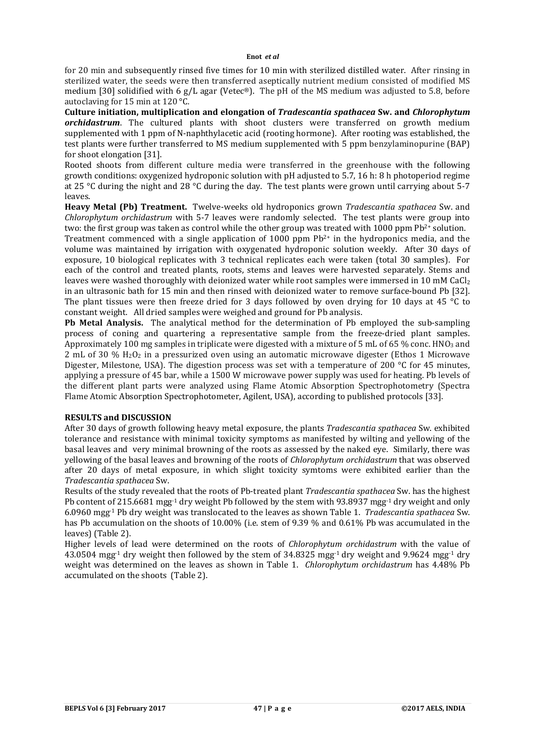for 20 min and subsequently rinsed five times for 10 min with sterilized distilled water. After rinsing in sterilized water, the seeds were then transferred aseptically nutrient medium consisted of modified MS medium [30] solidified with 6 g/L agar (Vetec®). The pH of the MS medium was adjusted to 5.8, before autoclaving for 15 min at 120 °C.

**Culture initiation, multiplication and elongation of *Tradescantia spathacea* Sw. and *Chlorophytum orchidastrum*.** The cultured plants with shoot clusters were transferred on growth medium supplemented with 1 ppm of N-naphthylacetic acid (rooting hormone). After rooting was established, the test plants were further transferred to MS medium supplemented with 5 ppm benzylaminopurine (BAP) for shoot elongation [31].

Rooted shoots from different culture media were transferred in the greenhouse with the following growth conditions: oxygenized hydroponic solution with pH adjusted to 5.7, 16 h: 8 h photoperiod regime at 25 °C during the night and 28 °C during the day. The test plants were grown until carrying about 5-7 leaves.

**Heavy Metal (Pb) Treatment.** Twelve-weeks old hydroponics grown *Tradescantia spathacea* Sw. and *Chlorophytum orchidastrum* with 5-7 leaves were randomly selected. The test plants were group into two: the first group was taken as control while the other group was treated with 1000 ppm $Pb^{2+}$ solution.

Treatment commenced with a single application of 1000 ppm $Pb^{2+}$ in the hydroponics media, and the volume was maintained by irrigation with oxygenated hydroponic solution weekly. After 30 days of exposure, 10 biological replicates with 3 technical replicates each were taken (total 30 samples). For each of the control and treated plants, roots, stems and leaves were harvested separately. Stems and leaves were washed thoroughly with deionized water while root samples were immersed in 10 mM $CaCl_2$ in an ultrasonic bath for 15 min and then rinsed with deionized water to remove surface-bound Pb [32]. The plant tissues were then freeze dried for 3 days followed by oven drying for 10 days at 45 °C to constant weight. All dried samples were weighed and ground for Pb analysis.

**Pb Metal Analysis.** The analytical method for the determination of Pb employed the sub-sampling process of coning and quartering a representative sample from the freeze-dried plant samples. Approximately 100 mg samples in triplicate were digested with a mixture of 5 mL of 65 % conc. $HNO_3$ and 2 mL of 30 % $H_2O_2$ in a pressurized oven using an automatic microwave digester (Ethos 1 Microwave Digester, Milestone, USA). The digestion process was set with a temperature of 200 °C for 45 minutes, applying a pressure of 45 bar, while a 1500 W microwave power supply was used for heating. Pb levels of the different plant parts were analyzed using Flame Atomic Absorption Spectrophotometry (Spectra Flame Atomic Absorption Spectrophotometer, Agilent, USA), according to published protocols [33].

## RESULTS and DISCUSSION

After 30 days of growth following heavy metal exposure, the plants *Tradescantia spathacea* Sw. exhibited tolerance and resistance with minimal toxicity symptoms as manifested by wilting and yellowing of the basal leaves and very minimal browning of the roots as assessed by the naked eye. Similarly, there was yellowing of the basal leaves and browning of the roots of *Chlorophytum orchidastrum* that was observed after 20 days of metal exposure, in which slight toxicity symtoms were exhibited earlier than the *Tradescantia spathacea* Sw.

Results of the study revealed that the roots of Pb-treated plant *Tradescantia spathacea* Sw. has the highest Pb content of 215.6681 $mgg^{-1}$ dry weight Pb followed by the stem with 93.8937 $mgg^{-1}$ dry weight and only 6.0960 $mgg^{-1}$ Pb dry weight was translocated to the leaves as shown Table 1. *Tradescantia spathacea* Sw. has Pb accumulation on the shoots of 10.00% (i.e. stem of 9.39 % and 0.61% Pb was accumulated in the leaves) (Table 2).

Higher levels of lead were determined on the roots of *Chlorophytum orchidastrum* with the value of 43.0504 $mgg^{-1}$ dry weight then followed by the stem of 34.8325 $mgg^{-1}$ dry weight and 9.9624 $mgg^{-1}$ dry weight was determined on the leaves as shown in Table 1. *Chlorophytum orchidastrum* has 4.48% Pb accumulated on the shoots (Table 2).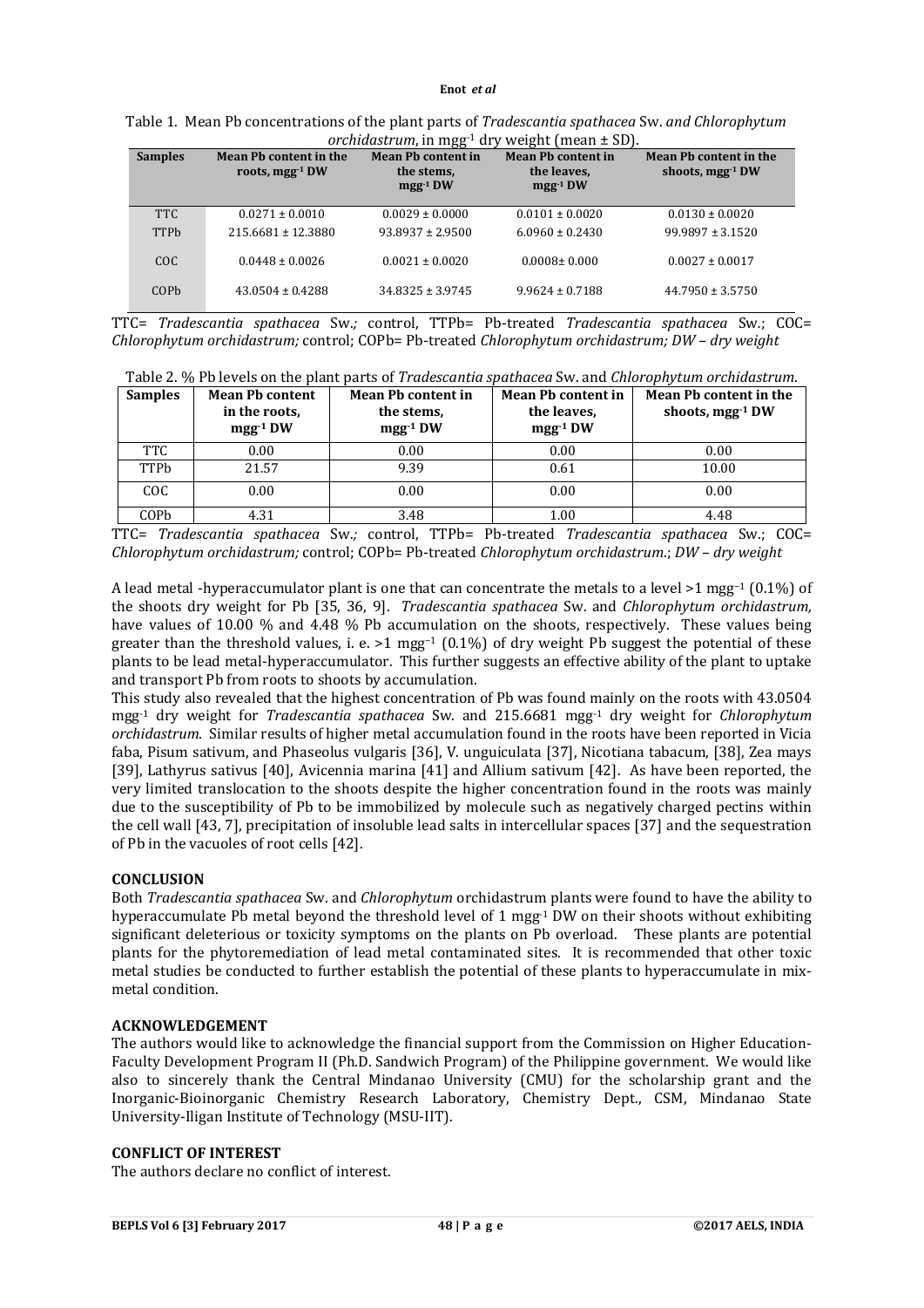Table 1. Mean Pb concentrations of the plant parts of *Tradescantia spathacea* Sw. *and Chlorophytum orchidastrum*, in $mgg^{-1}$ dry weight (mean ± SD).

| Samples | Mean Pb content in the roots, $mgg^{-1}$ DW | Mean Pb content in the stems, $mgg^{-1}$ DW | Mean Pb content in the leaves, $mgg^{-1}$ DW | Mean Pb content in the shoots, $mgg^{-1}$ DW |
|---|---|---|---|---|
| TTC | 0.0271 ± 0.0010 | 0.0029 ± 0.0000 | 0.0101 ± 0.0020 | 0.0130 ± 0.0020 |
| TTPb | 215.6681 ± 12.3880 | 93.8937 ± 2.9500 | 6.0960 ± 0.2430 | 99.9897 ± 3.1520 |
| COC | 0.0448 ± 0.0026 | 0.0021 ± 0.0020 | 0.0008± 0.000 | 0.0027 ± 0.0017 |
| COPb | 43.0504 ± 0.4288 | 34.8325 ± 3.9745 | 9.9624 ± 0.7188 | 44.7950 ± 3.5750 |

TTC= *Tradescantia spathacea* Sw.*;* control, TTPb= Pb-treated *Tradescantia spathacea* Sw.; COC= *Chlorophytum orchidastrum;* control; COPb= Pb-treated *Chlorophytum orchidastrum; DW – dry weight*

Table 2. % Pb levels on the plant parts of *Tradescantia spathacea* Sw. and *Chlorophytum orchidastrum*.

| Samples | Mean Pb content in the roots, $mgg^{-1}$ DW | Mean Pb content in the stems, $mgg^{-1}$ DW | Mean Pb content in the leaves, $mgg^{-1}$ DW | Mean Pb content in the shoots, $mgg^{-1}$ DW |
|---|---|---|---|---|
| TTC | 0.00 | 0.00 | 0.00 | 0.00 |
| TTPb | 21.57 | 9.39 | 0.61 | 10.00 |
| COC | 0.00 | 0.00 | 0.00 | 0.00 |
| COPb | 4.31 | 3.48 | 1.00 | 4.48 |

TTC= *Tradescantia spathacea* Sw.*;* control, TTPb= Pb-treated *Tradescantia spathacea* Sw.; COC= *Chlorophytum orchidastrum;* control; COPb= Pb-treated *Chlorophytum orchidastrum*.; *DW – dry weight*

A lead metal -hyperaccumulator plant is one that can concentrate the metals to a level >1 $mgg^{-1}$ (0.1%) of the shoots dry weight for Pb [35, 36, 9]. *Tradescantia spathacea* Sw. and *Chlorophytum orchidastrum,* have values of 10.00 % and 4.48 % Pb accumulation on the shoots, respectively. These values being greater than the threshold values, i. e. >1 $mgg^{-1}$ (0.1%) of dry weight Pb suggest the potential of these plants to be lead metal-hyperaccumulator. This further suggests an effective ability of the plant to uptake and transport Pb from roots to shoots by accumulation.

This study also revealed that the highest concentration of Pb was found mainly on the roots with 43.0504 $mgg^{-1}$ dry weight for *Tradescantia spathacea* Sw. and 215.6681 $mgg^{-1}$ dry weight for *Chlorophytum orchidastrum*. Similar results of higher metal accumulation found in the roots have been reported in Vicia faba, Pisum sativum, and Phaseolus vulgaris [36], V. unguiculata [37], Nicotiana tabacum, [38], Zea mays [39], Lathyrus sativus [40], Avicennia marina [41] and Allium sativum [42]. As have been reported, the very limited translocation to the shoots despite the higher concentration found in the roots was mainly due to the susceptibility of Pb to be immobilized by molecule such as negatively charged pectins within the cell wall [43, 7], precipitation of insoluble lead salts in intercellular spaces [37] and the sequestration of Pb in the vacuoles of root cells [42].

## CONCLUSION

Both *Tradescantia spathacea* Sw. and *Chlorophytum* orchidastrum plants were found to have the ability to hyperaccumulate Pb metal beyond the threshold level of 1 $mgg^{-1}$ DW on their shoots without exhibiting significant deleterious or toxicity symptoms on the plants on Pb overload. These plants are potential plants for the phytoremediation of lead metal contaminated sites. It is recommended that other toxic metal studies be conducted to further establish the potential of these plants to hyperaccumulate in mix-metal condition.

## ACKNOWLEDGEMENT

The authors would like to acknowledge the financial support from the Commission on Higher Education-Faculty Development Program II (Ph.D. Sandwich Program) of the Philippine government. We would like also to sincerely thank the Central Mindanao University (CMU) for the scholarship grant and the Inorganic-Bioinorganic Chemistry Research Laboratory, Chemistry Dept., CSM, Mindanao State University-Iligan Institute of Technology (MSU-IIT).

## CONFLICT OF INTEREST

The authors declare no conflict of interest.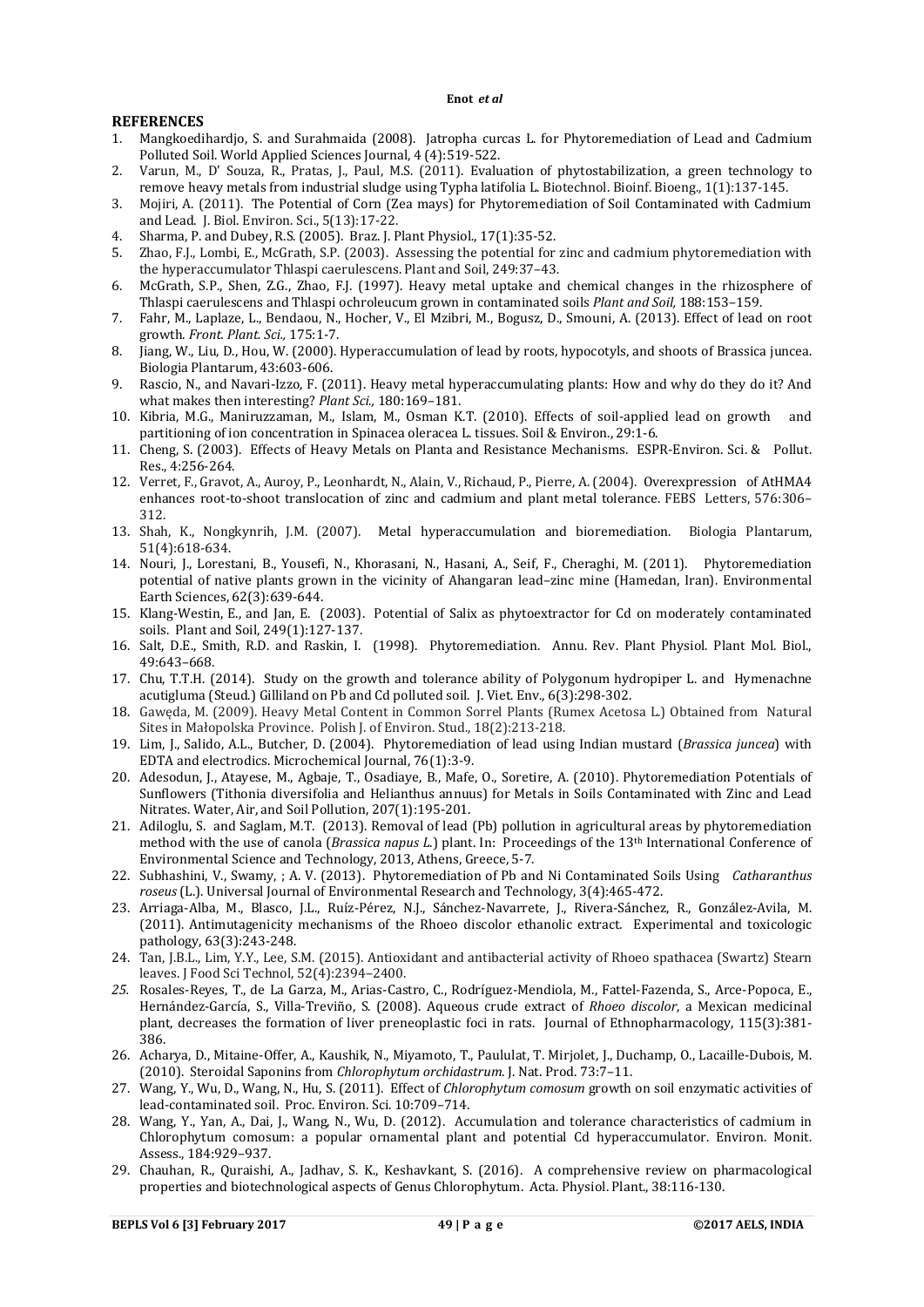## REFERENCES

1. Mangkoedihardjo, S. and Surahmaida (2008). Jatropha curcas L. for Phytoremediation of Lead and Cadmium Polluted Soil. World Applied Sciences Journal, 4 (4):519-522.
2. Varun, M., D' Souza, R., Pratas, J., Paul, M.S. (2011). Evaluation of phytostabilization, a green technology to remove heavy metals from industrial sludge using Typha latifolia L. Biotechnol. Bioinf. Bioeng., 1(1):137-145.
3. Mojiri, A. (2011). The Potential of Corn (Zea mays) for Phytoremediation of Soil Contaminated with Cadmium and Lead. J. Biol. Environ. Sci., 5(13):17-22.
4. Sharma, P. and Dubey, R.S. (2005). Braz. J. Plant Physiol., 17(1):35-52.
5. Zhao, F.J., Lombi, E., McGrath, S.P. (2003). Assessing the potential for zinc and cadmium phytoremediation with the hyperaccumulator Thlaspi caerulescens. Plant and Soil, 249:37–43.
6. McGrath, S.P., Shen, Z.G., Zhao, F.J. (1997). Heavy metal uptake and chemical changes in the rhizosphere of Thlaspi caerulescens and Thlaspi ochroleucum grown in contaminated soils *Plant and Soil*, 188:153–159.
7. Fahr, M., Laplaze, L., Bendaou, N., Hocher, V., El Mzibri, M., Bogusz, D., Smouni, A. (2013). Effect of lead on root growth. *Front. Plant. Sci.,* 175:1-7.
8. Jiang, W., Liu, D., Hou, W. (2000). Hyperaccumulation of lead by roots, hypocotyls, and shoots of Brassica juncea. Biologia Plantarum, 43:603-606.
9. Rascio, N., and Navari-Izzo, F. (2011). Heavy metal hyperaccumulating plants: How and why do they do it? And what makes then interesting? *Plant Sci.,* 180:169–181.
10. Kibria, M.G., Maniruzzaman, M., Islam, M., Osman K.T. (2010). Effects of soil-applied lead on growth and partitioning of ion concentration in Spinacea oleracea L. tissues. Soil & Environ., 29:1-6.
11. Cheng, S. (2003). Effects of Heavy Metals on Planta and Resistance Mechanisms. ESPR-Environ. Sci. & Pollut. Res., 4:256-264.
12. Verret, F., Gravot, A., Auroy, P., Leonhardt, N., Alain, V., Richaud, P., Pierre, A. (2004). Overexpression of AtHMA4 enhances root-to-shoot translocation of zinc and cadmium and plant metal tolerance. FEBS Letters, 576:306–312.
13. Shah, K., Nongkynrih, J.M. (2007). Metal hyperaccumulation and bioremediation. Biologia Plantarum, 51(4):618-634.
14. Nouri, J., Lorestani, B., Yousefi, N., Khorasani, N., Hasani, A., Seif, F., Cheraghi, M. (2011). Phytoremediation potential of native plants grown in the vicinity of Ahangaran lead–zinc mine (Hamedan, Iran). Environmental Earth Sciences, 62(3):639-644.
15. Klang-Westin, E., and Jan, E. (2003). Potential of Salix as phytoextractor for Cd on moderately contaminated soils. Plant and Soil, 249(1):127-137.
16. Salt, D.E., Smith, R.D. and Raskin, I. (1998). Phytoremediation. Annu. Rev. Plant Physiol. Plant Mol. Biol., 49:643–668.
17. Chu, T.T.H. (2014). Study on the growth and tolerance ability of Polygonum hydropiper L. and Hymenachne acutigluma (Steud.) Gilliland on Pb and Cd polluted soil. J. Viet. Env., 6(3):298-302.
18. Gawęda, M. (2009). Heavy Metal Content in Common Sorrel Plants (Rumex Acetosa L.) Obtained from Natural Sites in Małopolska Province. Polish J. of Environ. Stud., 18(2):213-218.
19. Lim, J., Salido, A.L., Butcher, D. (2004). Phytoremediation of lead using Indian mustard (*Brassica juncea*) with EDTA and electrodics. Microchemical Journal, 76(1):3-9.
20. Adesodun, J., Atayese, M., Agbaje, T., Osadiaye, B., Mafe, O., Soretire, A. (2010). Phytoremediation Potentials of Sunflowers (Tithonia diversifolia and Helianthus annuus) for Metals in Soils Contaminated with Zinc and Lead Nitrates. Water, Air, and Soil Pollution, 207(1):195-201.
21. Adiloglu, S. and Saglam, M.T. (2013). Removal of lead (Pb) pollution in agricultural areas by phytoremediation method with the use of canola (*Brassica napus L.*) plant. In: Proceedings of the 13th International Conference of Environmental Science and Technology, 2013, Athens, Greece, 5-7.
22. Subhashini, V., Swamy, ; A. V. (2013). Phytoremediation of Pb and Ni Contaminated Soils Using *Catharanthus roseus* (L.). Universal Journal of Environmental Research and Technology, 3(4):465-472.
23. Arriaga-Alba, M., Blasco, J.L., Ruíz-Pérez, N.J., Sánchez-Navarrete, J., Rivera-Sánchez, R., González-Avila, M. (2011). Antimutagenicity mechanisms of the Rhoeo discolor ethanolic extract. Experimental and toxicologic pathology, 63(3):243-248.
24. Tan, J.B.L., Lim, Y.Y., Lee, S.M. (2015). Antioxidant and antibacterial activity of Rhoeo spathacea (Swartz) Stearn leaves. J Food Sci Technol, 52(4):2394–2400.
25. Rosales-Reyes, T., de La Garza, M., Arias-Castro, C., Rodríguez-Mendiola, M., Fattel-Fazenda, S., Arce-Popoca, E., Hernández-García, S., Villa-Treviño, S. (2008). Aqueous crude extract of *Rhoeo discolor*, a Mexican medicinal plant, decreases the formation of liver preneoplastic foci in rats. Journal of Ethnopharmacology, 115(3):381-386.
26. Acharya, D., Mitaine-Offer, A., Kaushik, N., Miyamoto, T., Paululat, T. Mirjolet, J., Duchamp, O., Lacaille-Dubois, M. (2010). Steroidal Saponins from *Chlorophytum orchidastrum*. J. Nat. Prod. 73:7–11.
27. Wang, Y., Wu, D., Wang, N., Hu, S. (2011). Effect of *Chlorophytum comosum* growth on soil enzymatic activities of lead-contaminated soil. Proc. Environ. Sci. 10:709–714.
28. Wang, Y., Yan, A., Dai, J., Wang, N., Wu, D. (2012). Accumulation and tolerance characteristics of cadmium in Chlorophytum comosum: a popular ornamental plant and potential Cd hyperaccumulator. Environ. Monit. Assess., 184:929–937.
29. Chauhan, R., Quraishi, A., Jadhav, S. K., Keshavkant, S. (2016). A comprehensive review on pharmacological properties and biotechnological aspects of Genus Chlorophytum. Acta. Physiol. Plant., 38:116-130.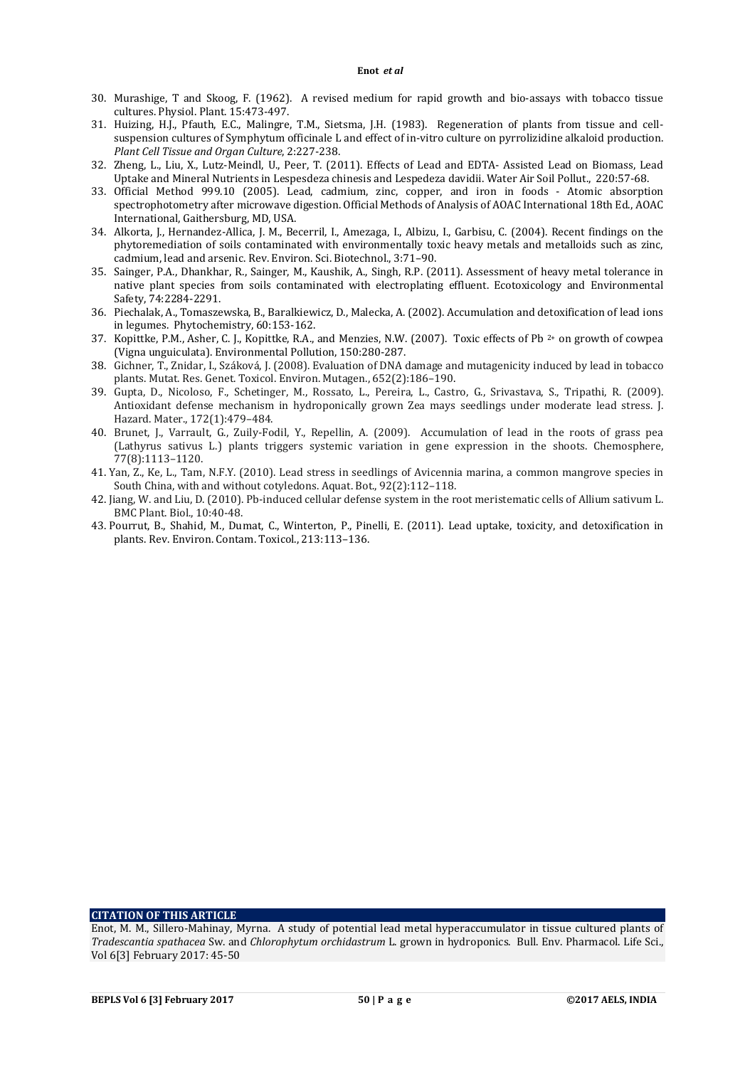30. Murashige, T and Skoog, F. (1962). A revised medium for rapid growth and bio-assays with tobacco tissue cultures. Physiol. Plant. 15:473-497.
31. Huizing, H.J., Pfauth, E.C., Malingre, T.M., Sietsma, J.H. (1983). Regeneration of plants from tissue and cell-suspension cultures of Symphytum officinale L and effect of in-vitro culture on pyrrolizidine alkaloid production. *Plant Cell Tissue and Organ Culture*, 2:227-238.
32. Zheng, L., Liu, X., Lutz-Meindl, U., Peer, T. (2011). Effects of Lead and EDTA- Assisted Lead on Biomass, Lead Uptake and Mineral Nutrients in Lespesdeza chinesis and Lespedeza davidii. Water Air Soil Pollut., 220:57-68.
33. Official Method 999.10 (2005). Lead, cadmium, zinc, copper, and iron in foods - Atomic absorption spectrophotometry after microwave digestion. Official Methods of Analysis of AOAC International 18th Ed., AOAC International, Gaithersburg, MD, USA.
34. Alkorta, J., Hernandez-Allica, J. M., Becerril, I., Amezaga, I., Albizu, I., Garbisu, C. (2004). Recent findings on the phytoremediation of soils contaminated with environmentally toxic heavy metals and metalloids such as zinc, cadmium, lead and arsenic. Rev. Environ. Sci. Biotechnol., 3:71–90.
35. Sainger, P.A., Dhankhar, R., Sainger, M., Kaushik, A., Singh, R.P. (2011). Assessment of heavy metal tolerance in native plant species from soils contaminated with electroplating effluent. Ecotoxicology and Environmental Safety, 74:2284-2291.
36. Piechalak, A., Tomaszewska, B., Baralkiewicz, D., Malecka, A. (2002). Accumulation and detoxification of lead ions in legumes. Phytochemistry, 60:153-162.
37. Kopittke, P.M., Asher, C. J., Kopittke, R.A., and Menzies, N.W. (2007). Toxic effects of $Pb^{2+}$ on growth of cowpea (Vigna unguiculata). Environmental Pollution, 150:280-287.
38. Gichner, T., Znidar, I., Száková, J. (2008). Evaluation of DNA damage and mutagenicity induced by lead in tobacco plants. Mutat. Res. Genet. Toxicol. Environ. Mutagen., 652(2):186–190.
39. Gupta, D., Nicoloso, F., Schetinger, M., Rossato, L., Pereira, L., Castro, G., Srivastava, S., Tripathi, R. (2009). Antioxidant defense mechanism in hydroponically grown Zea mays seedlings under moderate lead stress. J. Hazard. Mater., 172(1):479–484.
40. Brunet, J., Varrault, G., Zuily-Fodil, Y., Repellin, A. (2009). Accumulation of lead in the roots of grass pea (Lathyrus sativus L.) plants triggers systemic variation in gene expression in the shoots. Chemosphere, 77(8):1113–1120.
41. Yan, Z., Ke, L., Tam, N.F.Y. (2010). Lead stress in seedlings of Avicennia marina, a common mangrove species in South China, with and without cotyledons. Aquat. Bot., 92(2):112–118.
42. Jiang, W. and Liu, D. (2010). Pb-induced cellular defense system in the root meristematic cells of Allium sativum L. BMC Plant. Biol., 10:40-48.
43. Pourrut, B., Shahid, M., Dumat, C., Winterton, P., Pinelli, E. (2011). Lead uptake, toxicity, and detoxification in plants. Rev. Environ. Contam. Toxicol., 213:113–136.

**CITATION OF THIS ARTICLE**

Enot, M. M., Sillero-Mahinay, Myrna. A study of potential lead metal hyperaccumulator in tissue cultured plants of *Tradescantia spathacea* Sw. and *Chlorophytum orchidastrum* L. grown in hydroponics. Bull. Env. Pharmacol. Life Sci., Vol 6[3] February 2017: 45-50